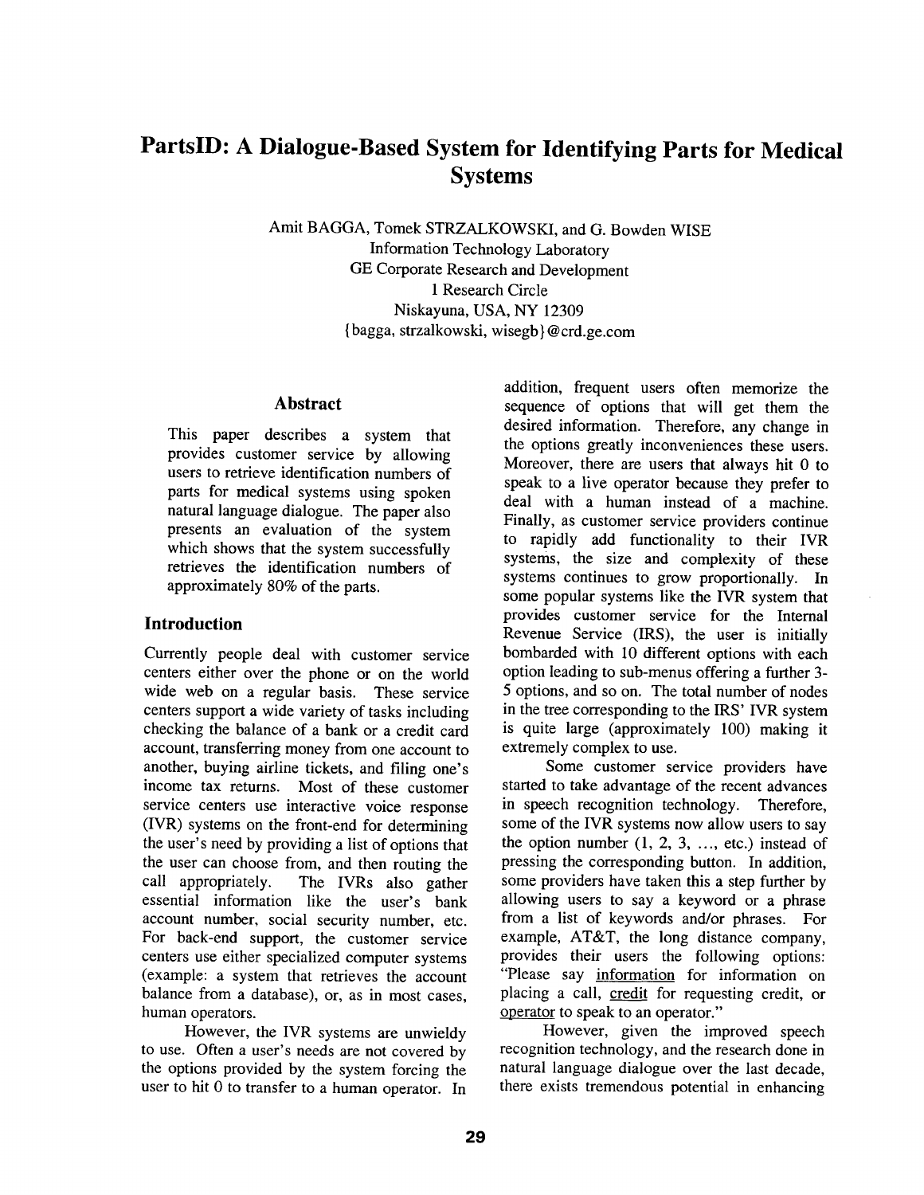# PartsID: A Dialogue-Based System for Identifying Parts for Medical Systems

Amit BAGGA, Tomek STRZALKOWSKI, and G. Bowden WISE
Information Technology Laboratory
GE Corporate Research and Development
1 Research Circle
Niskayuna, USA, NY 12309
{bagga, strzalkowski, wisegb}@crd.ge.com

## Abstract

This paper describes a system that provides customer service by allowing users to retrieve identification numbers of parts for medical systems using spoken natural language dialogue. The paper also presents an evaluation of the system which shows that the system successfully retrieves the identification numbers of approximately 80% of the parts.

## Introduction

Currently people deal with customer service centers either over the phone or on the world wide web on a regular basis. These service centers support a wide variety of tasks including checking the balance of a bank or a credit card account, transferring money from one account to another, buying airline tickets, and filing one's income tax returns. Most of these customer service centers use interactive voice response (IVR) systems on the front-end for determining the user's need by providing a list of options that the user can choose from, and then routing the call appropriately. The IVRs also gather essential information like the user's bank account number, social security number, etc. For back-end support, the customer service centers use either specialized computer systems (example: a system that retrieves the account balance from a database), or, as in most cases, human operators.

However, the IVR systems are unwieldy to use. Often a user's needs are not covered by the options provided by the system forcing the user to hit 0 to transfer to a human operator. In addition, frequent users often memorize the sequence of options that will get them the desired information. Therefore, any change in the options greatly inconveniences these users. Moreover, there are users that always hit 0 to speak to a live operator because they prefer to deal with a human instead of a machine. Finally, as customer service providers continue to rapidly add functionality to their IVR systems, the size and complexity of these systems continues to grow proportionally. In some popular systems like the IVR system that provides customer service for the Internal Revenue Service (IRS), the user is initially bombarded with 10 different options with each option leading to sub-menus offering a further 3-5 options, and so on. The total number of nodes in the tree corresponding to the IRS' IVR system is quite large (approximately 100) making it extremely complex to use.

Some customer service providers have started to take advantage of the recent advances in speech recognition technology. Therefore, some of the IVR systems now allow users to say the option number (1, 2, 3, ..., etc.) instead of pressing the corresponding button. In addition, some providers have taken this a step further by allowing users to say a keyword or a phrase from a list of keywords and/or phrases. For example, AT&T, the long distance company, provides their users the following options: "Please say information for information on placing a call, credit for requesting credit, or operator to speak to an operator."

However, given the improved speech recognition technology, and the research done in natural language dialogue over the last decade, there exists tremendous potential in enhancing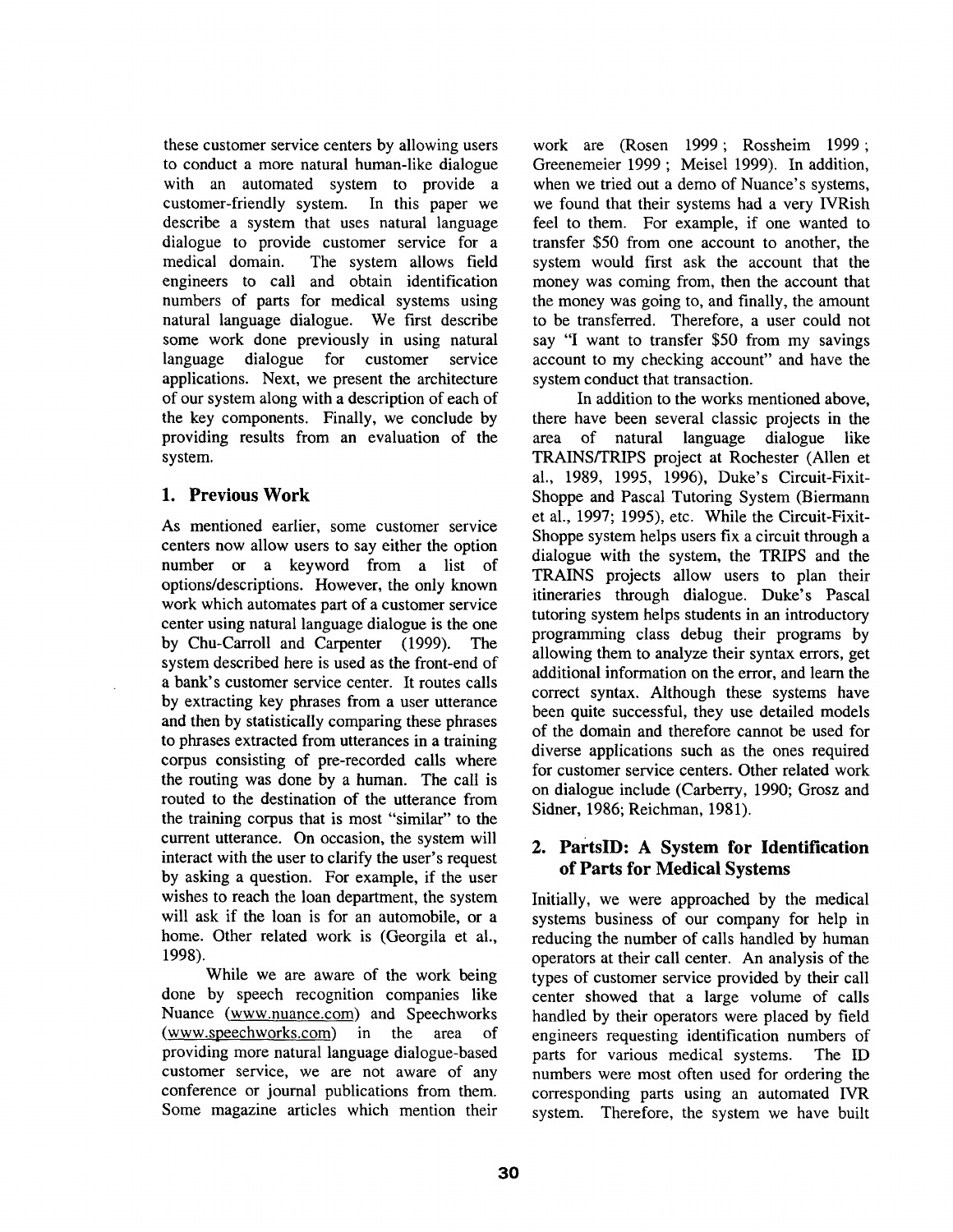these customer service centers by allowing users to conduct a more natural human-like dialogue with an automated system to provide a customer-friendly system. In this paper we describe a system that uses natural language dialogue to provide customer service for a medical domain. The system allows field engineers to call and obtain identification numbers of parts for medical systems using natural language dialogue. We first describe some work done previously in using natural language dialogue for customer service applications. Next, we present the architecture of our system along with a description of each of the key components. Finally, we conclude by providing results from an evaluation of the system.

## 1. Previous Work

As mentioned earlier, some customer service centers now allow users to say either the option number or a keyword from a list of options/descriptions. However, the only known work which automates part of a customer service center using natural language dialogue is the one by Chu-Carroll and Carpenter (1999). The system described here is used as the front-end of a bank's customer service center. It routes calls by extracting key phrases from a user utterance and then by statistically comparing these phrases to phrases extracted from utterances in a training corpus consisting of pre-recorded calls where the routing was done by a human. The call is routed to the destination of the utterance from the training corpus that is most "similar" to the current utterance. On occasion, the system will interact with the user to clarify the user's request by asking a question. For example, if the user wishes to reach the loan department, the system will ask if the loan is for an automobile, or a home. Other related work is (Georgila et al., 1998).

While we are aware of the work being done by speech recognition companies like Nuance (www.nuance.com) and Speechworks (www.speechworks.com) in the area of providing more natural language dialogue-based customer service, we are not aware of any conference or journal publications from them. Some magazine articles which mention their work are (Rosen 1999 ; Rossheim 1999 ; Greenemeier 1999 ; Meisel 1999). In addition, when we tried out a demo of Nuance's systems, we found that their systems had a very IVRish feel to them. For example, if one wanted to transfer $50 from one account to another, the system would first ask the account that the money was coming from, then the account that the money was going to, and finally, the amount to be transferred. Therefore, a user could not say "I want to transfer $50 from my savings account to my checking account" and have the system conduct that transaction.

In addition to the works mentioned above, there have been several classic projects in the area of natural language dialogue like TRAINS/TRIPS project at Rochester (Allen et al., 1989, 1995, 1996), Duke's Circuit-Fixit-Shoppe and Pascal Tutoring System (Biermann et al., 1997; 1995), etc. While the Circuit-Fixit-Shoppe system helps users fix a circuit through a dialogue with the system, the TRIPS and the TRAINS projects allow users to plan their itineraries through dialogue. Duke's Pascal tutoring system helps students in an introductory programming class debug their programs by allowing them to analyze their syntax errors, get additional information on the error, and learn the correct syntax. Although these systems have been quite successful, they use detailed models of the domain and therefore cannot be used for diverse applications such as the ones required for customer service centers. Other related work on dialogue include (Carberry, 1990; Grosz and Sidner, 1986; Reichman, 1981).

## 2. PartsID: A System for Identification of Parts for Medical Systems

Initially, we were approached by the medical systems business of our company for help in reducing the number of calls handled by human operators at their call center. An analysis of the types of customer service provided by their call center showed that a large volume of calls handled by their operators were placed by field engineers requesting identification numbers of parts for various medical systems. The ID numbers were most often used for ordering the corresponding parts using an automated IVR system. Therefore, the system we have built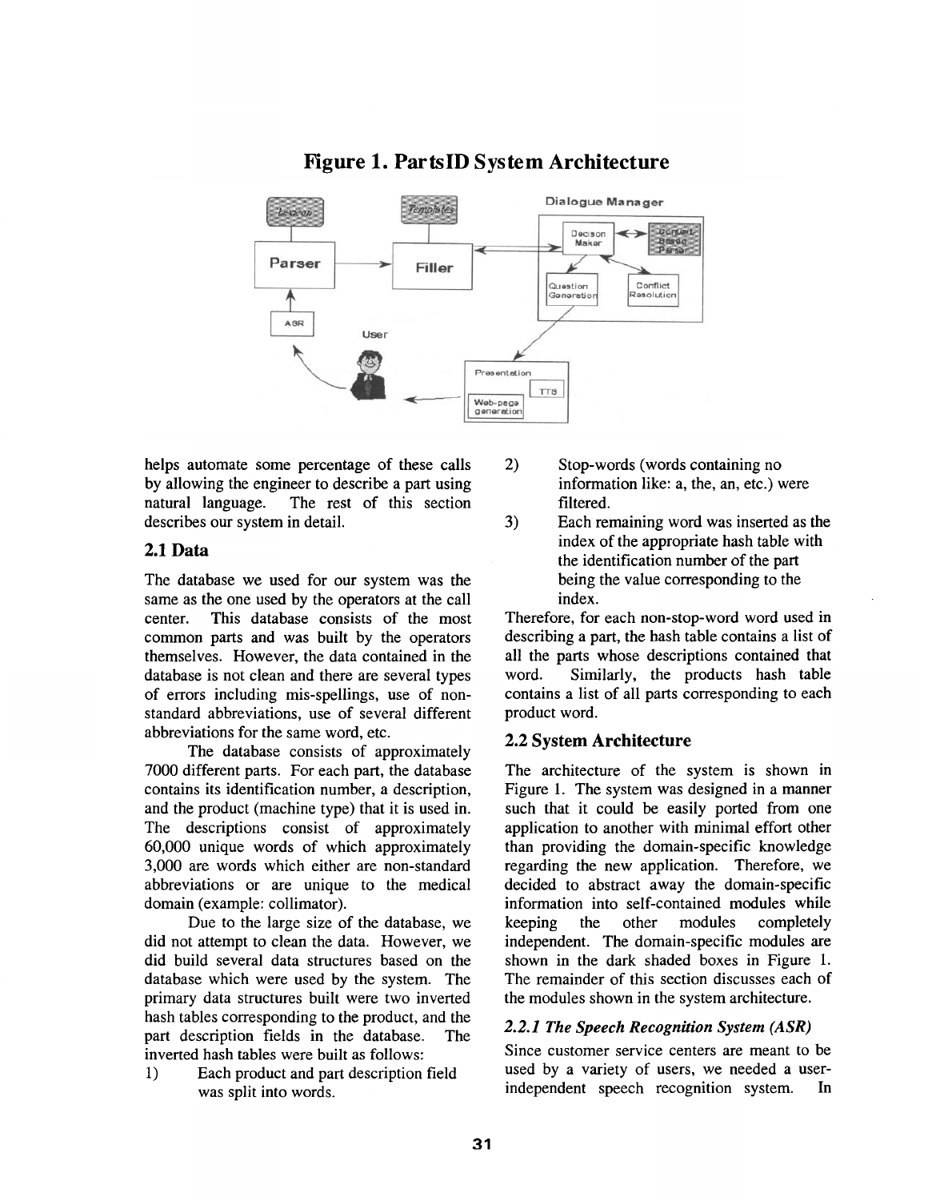# Figure 1. PartsID System Architecture

helps automate some percentage of these calls by allowing the engineer to describe a part using natural language. The rest of this section describes our system in detail.

## 2.1 Data

The database we used for our system was the same as the one used by the operators at the call center. This database consists of the most common parts and was built by the operators themselves. However, the data contained in the database is not clean and there are several types of errors including mis-spellings, use of non-standard abbreviations, use of several different abbreviations for the same word, etc.

The database consists of approximately 7000 different parts. For each part, the database contains its identification number, a description, and the product (machine type) that it is used in. The descriptions consist of approximately 60,000 unique words of which approximately 3,000 are words which either are non-standard abbreviations or are unique to the medical domain (example: collimator).

Due to the large size of the database, we did not attempt to clean the data. However, we did build several data structures based on the database which were used by the system. The primary data structures built were two inverted hash tables corresponding to the product, and the part description fields in the database. The inverted hash tables were built as follows:

1) Each product and part description field was split into words.
2) Stop-words (words containing no information like: a, the, an, etc.) were filtered.
3) Each remaining word was inserted as the index of the appropriate hash table with the identification number of the part being the value corresponding to the index.

Therefore, for each non-stop-word word used in describing a part, the hash table contains a list of all the parts whose descriptions contained that word. Similarly, the products hash table contains a list of all parts corresponding to each product word.

## 2.2 System Architecture

The architecture of the system is shown in Figure 1. The system was designed in a manner such that it could be easily ported from one application to another with minimal effort other than providing the domain-specific knowledge regarding the new application. Therefore, we decided to abstract away the domain-specific information into self-contained modules while keeping the other modules completely independent. The domain-specific modules are shown in the dark shaded boxes in Figure 1. The remainder of this section discusses each of the modules shown in the system architecture.

### *2.2.1 The Speech Recognition System (ASR)*

Since customer service centers are meant to be used by a variety of users, we needed a user-independent speech recognition system. In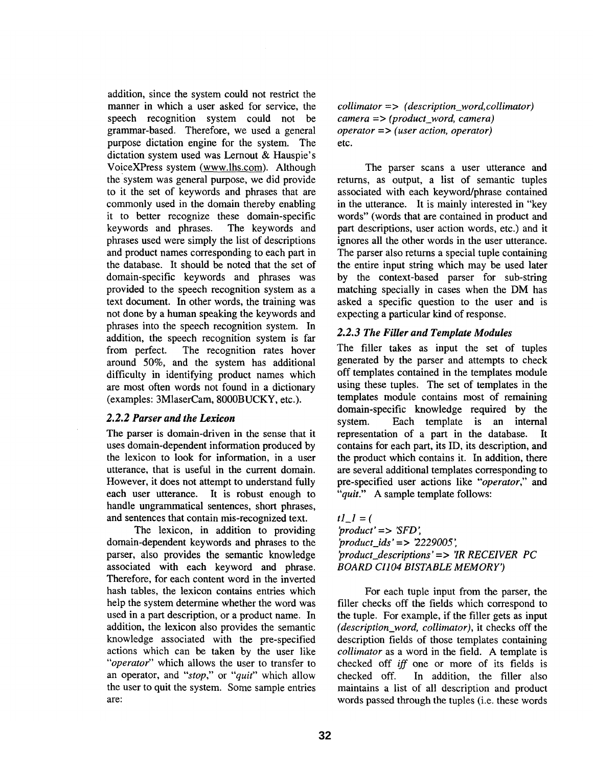addition, since the system could not restrict the manner in which a user asked for service, the speech recognition system could not be grammar-based. Therefore, we used a general purpose dictation engine for the system. The dictation system used was Lernout & Hauspie's VoiceXPress system (www.lhs.com). Although the system was general purpose, we did provide to it the set of keywords and phrases that are commonly used in the domain thereby enabling it to better recognize these domain-specific keywords and phrases. The keywords and phrases used were simply the list of descriptions and product names corresponding to each part in the database. It should be noted that the set of domain-specific keywords and phrases was provided to the speech recognition system as a text document. In other words, the training was not done by a human speaking the keywords and phrases into the speech recognition system. In addition, the speech recognition system is far from perfect. The recognition rates hover around 50%, and the system has additional difficulty in identifying product names which are most often words not found in a dictionary (examples: 3MlaserCam, 8000BUCKY, etc.).

### 2.2.2 Parser and the Lexicon

The parser is domain-driven in the sense that it uses domain-dependent information produced by the lexicon to look for information, in a user utterance, that is useful in the current domain. However, it does not attempt to understand fully each user utterance. It is robust enough to handle ungrammatical sentences, short phrases, and sentences that contain mis-recognized text.

The lexicon, in addition to providing domain-dependent keywords and phrases to the parser, also provides the semantic knowledge associated with each keyword and phrase. Therefore, for each content word in the inverted hash tables, the lexicon contains entries which help the system determine whether the word was used in a part description, or a product name. In addition, the lexicon also provides the semantic knowledge associated with the pre-specified actions which can be taken by the user like *"operator"* which allows the user to transfer to an operator, and *"stop,"* or *"quit"* which allow the user to quit the system. Some sample entries are:

*collimator => (description_word,collimator)*
*camera => (product_word, camera)*
*operator => (user action, operator)*
etc.

The parser scans a user utterance and returns, as output, a list of semantic tuples associated with each keyword/phrase contained in the utterance. It is mainly interested in "key words" (words that are contained in product and part descriptions, user action words, etc.) and it ignores all the other words in the user utterance. The parser also returns a special tuple containing the entire input string which may be used later by the context-based parser for sub-string matching specially in cases when the DM has asked a specific question to the user and is expecting a particular kind of response.

### 2.2.3 The Filler and Template Modules

The filler takes as input the set of tuples generated by the parser and attempts to check off templates contained in the templates module using these tuples. The set of templates in the templates module contains most of remaining domain-specific knowledge required by the system. Each template is an internal representation of a part in the database. It contains for each part, its ID, its description, and the product which contains it. In addition, there are several additional templates corresponding to pre-specified user actions like *"operator,"* and *"quit."* A sample template follows:

*tl_1 = (*
*'product' => 'SFD',*
*'product_ids' => '2229005',*
*'product_descriptions' => 'IR RECEIVER PC BOARD CI104 BISTABLE MEMORY')*

For each tuple input from the parser, the filler checks off the fields which correspond to the tuple. For example, if the filler gets as input *(description_word, collimator)*, it checks off the description fields of those templates containing *collimator* as a word in the field. A template is checked off *iff* one or more of its fields is checked off. In addition, the filler also maintains a list of all description and product words passed through the tuples (i.e. these words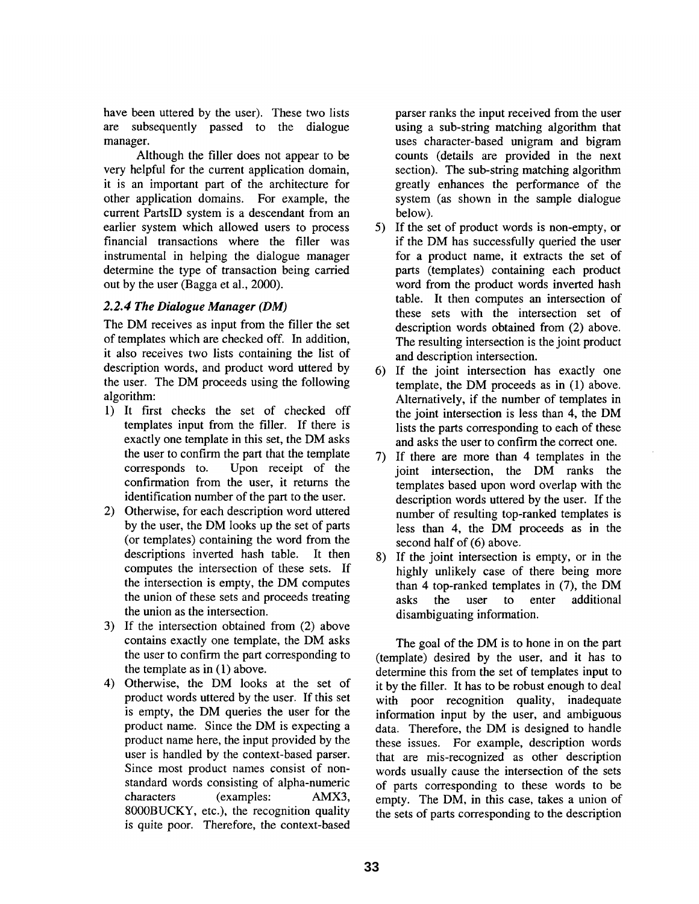have been uttered by the user). These two lists are subsequently passed to the dialogue manager.

Although the filler does not appear to be very helpful for the current application domain, it is an important part of the architecture for other application domains. For example, the current PartsID system is a descendant from an earlier system which allowed users to process financial transactions where the filler was instrumental in helping the dialogue manager determine the type of transaction being carried out by the user (Bagga et al., 2000).

### *2.2.4 The Dialogue Manager (DM)*

The DM receives as input from the filler the set of templates which are checked off. In addition, it also receives two lists containing the list of description words, and product word uttered by the user. The DM proceeds using the following algorithm:

1) It first checks the set of checked off templates input from the filler. If there is exactly one template in this set, the DM asks the user to confirm the part that the template corresponds to. Upon receipt of the confirmation from the user, it returns the identification number of the part to the user.
2) Otherwise, for each description word uttered by the user, the DM looks up the set of parts (or templates) containing the word from the descriptions inverted hash table. It then computes the intersection of these sets. If the intersection is empty, the DM computes the union of these sets and proceeds treating the union as the intersection.
3) If the intersection obtained from (2) above contains exactly one template, the DM asks the user to confirm the part corresponding to the template as in (1) above.
4) Otherwise, the DM looks at the set of product words uttered by the user. If this set is empty, the DM queries the user for the product name. Since the DM is expecting a product name here, the input provided by the user is handled by the context-based parser. Since most product names consist of non-standard words consisting of alpha-numeric characters (examples: AMX3, 8000BUCKY, etc.), the recognition quality is quite poor. Therefore, the context-based parser ranks the input received from the user using a sub-string matching algorithm that uses character-based unigram and bigram counts (details are provided in the next section). The sub-string matching algorithm greatly enhances the performance of the system (as shown in the sample dialogue below).
5) If the set of product words is non-empty, or if the DM has successfully queried the user for a product name, it extracts the set of parts (templates) containing each product word from the product words inverted hash table. It then computes an intersection of these sets with the intersection set of description words obtained from (2) above. The resulting intersection is the joint product and description intersection.
6) If the joint intersection has exactly one template, the DM proceeds as in (1) above. Alternatively, if the number of templates in the joint intersection is less than 4, the DM lists the parts corresponding to each of these and asks the user to confirm the correct one.
7) If there are more than 4 templates in the joint intersection, the DM ranks the templates based upon word overlap with the description words uttered by the user. If the number of resulting top-ranked templates is less than 4, the DM proceeds as in the second half of (6) above.
8) If the joint intersection is empty, or in the highly unlikely case of there being more than 4 top-ranked templates in (7), the DM asks the user to enter additional disambiguating information.

The goal of the DM is to hone in on the part (template) desired by the user, and it has to determine this from the set of templates input to it by the filler. It has to be robust enough to deal with poor recognition quality, inadequate information input by the user, and ambiguous data. Therefore, the DM is designed to handle these issues. For example, description words that are mis-recognized as other description words usually cause the intersection of the sets of parts corresponding to these words to be empty. The DM, in this case, takes a union of the sets of parts corresponding to the description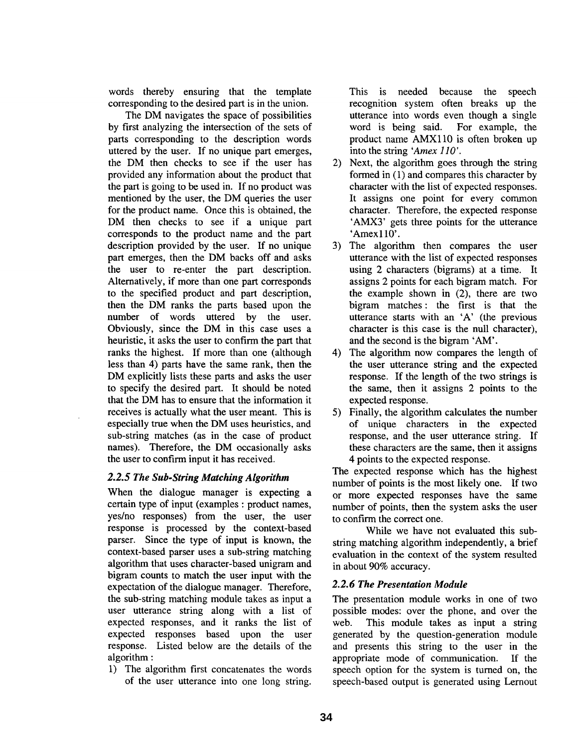words thereby ensuring that the template corresponding to the desired part is in the union.

The DM navigates the space of possibilities by first analyzing the intersection of the sets of parts corresponding to the description words uttered by the user. If no unique part emerges, the DM then checks to see if the user has provided any information about the product that the part is going to be used in. If no product was mentioned by the user, the DM queries the user for the product name. Once this is obtained, the DM then checks to see if a unique part corresponds to the product name and the part description provided by the user. If no unique part emerges, then the DM backs off and asks the user to re-enter the part description. Alternatively, if more than one part corresponds to the specified product and part description, then the DM ranks the parts based upon the number of words uttered by the user. Obviously, since the DM in this case uses a heuristic, it asks the user to confirm the part that ranks the highest. If more than one (although less than 4) parts have the same rank, then the DM explicitly lists these parts and asks the user to specify the desired part. It should be noted that the DM has to ensure that the information it receives is actually what the user meant. This is especially true when the DM uses heuristics, and sub-string matches (as in the case of product names). Therefore, the DM occasionally asks the user to confirm input it has received.

### *2.2.5 The Sub-String Matching Algorithm*

When the dialogue manager is expecting a certain type of input (examples : product names, yes/no responses) from the user, the user response is processed by the context-based parser. Since the type of input is known, the context-based parser uses a sub-string matching algorithm that uses character-based unigram and bigram counts to match the user input with the expectation of the dialogue manager. Therefore, the sub-string matching module takes as input a user utterance string along with a list of expected responses, and it ranks the list of expected responses based upon the user response. Listed below are the details of the algorithm :

1) The algorithm first concatenates the words of the user utterance into one long string. This is needed because the speech recognition system often breaks up the utterance into words even though a single word is being said. For example, the product name AMX110 is often broken up into the string *'Amex 110'*.
2) Next, the algorithm goes through the string formed in (1) and compares this character by character with the list of expected responses. It assigns one point for every common character. Therefore, the expected response 'AMX3' gets three points for the utterance 'Amex110'.
3) The algorithm then compares the user utterance with the list of expected responses using 2 characters (bigrams) at a time. It assigns 2 points for each bigram match. For the example shown in (2), there are two bigram matches : the first is that the utterance starts with an 'A' (the previous character is this case is the null character), and the second is the bigram 'AM'.
4) The algorithm now compares the length of the user utterance string and the expected response. If the length of the two strings is the same, then it assigns 2 points to the expected response.
5) Finally, the algorithm calculates the number of unique characters in the expected response, and the user utterance string. If these characters are the same, then it assigns 4 points to the expected response.

The expected response which has the highest number of points is the most likely one. If two or more expected responses have the same number of points, then the system asks the user to confirm the correct one.

While we have not evaluated this sub-string matching algorithm independently, a brief evaluation in the context of the system resulted in about 90% accuracy.

### *2.2.6 The Presentation Module*

The presentation module works in one of two possible modes: over the phone, and over the web. This module takes as input a string generated by the question-generation module and presents this string to the user in the appropriate mode of communication. If the speech option for the system is turned on, the speech-based output is generated using Lernout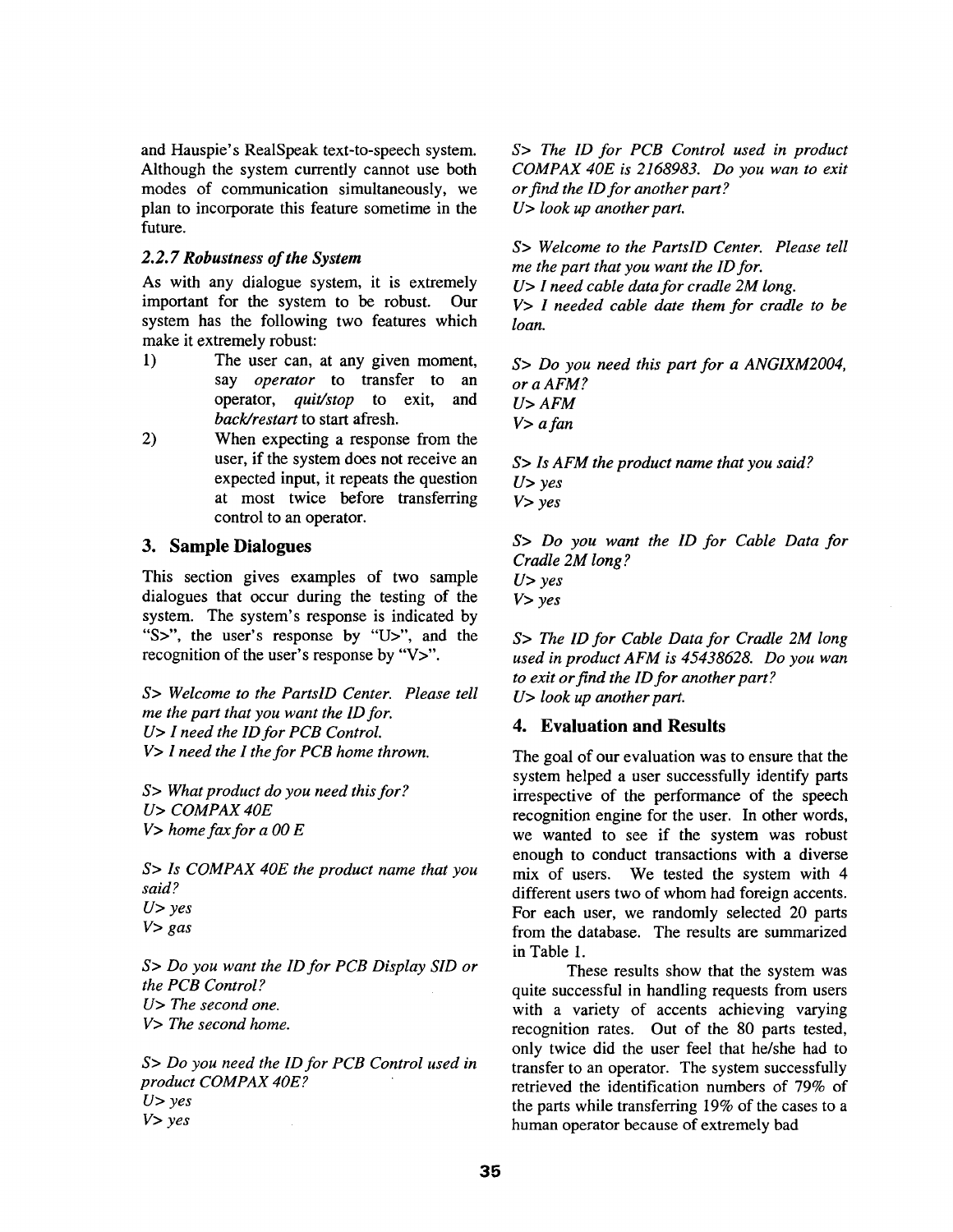and Hauspie's RealSpeak text-to-speech system. Although the system currently cannot use both modes of communication simultaneously, we plan to incorporate this feature sometime in the future.

### *2.2.7 Robustness of the System*

As with any dialogue system, it is extremely important for the system to be robust. Our system has the following two features which make it extremely robust:

1) The user can, at any given moment, say *operator* to transfer to an operator, *quit/stop* to exit, and *back/restart* to start afresh.
2) When expecting a response from the user, if the system does not receive an expected input, it repeats the question at most twice before transferring control to an operator.

## 3. Sample Dialogues

This section gives examples of two sample dialogues that occur during the testing of the system. The system's response is indicated by "S>", the user's response by "U>", and the recognition of the user's response by "V>".

*S> Welcome to the PartsID Center. Please tell me the part that you want the ID for.*
*U> I need the ID for PCB Control.*
*V> I need the I the for PCB home thrown.*

*S> What product do you need this for?*
*U> COMPAX 40E*
*V> home fax for a 00 E*

*S> Is COMPAX 40E the product name that you said?*
*U> yes*
*V> gas*

*S> Do you want the ID for PCB Display SID or the PCB Control?*
*U> The second one.*
*V> The second home.*

*S> Do you need the ID for PCB Control used in product COMPAX 40E?*
*U> yes*
*V> yes*

*S> The ID for PCB Control used in product COMPAX 40E is 2168983. Do you wan to exit or find the ID for another part?*
*U> look up another part.*

*S> Welcome to the PartsID Center. Please tell me the part that you want the ID for.*
*U> I need cable data for cradle 2M long.*
*V> I needed cable date them for cradle to be loan.*

*S> Do you need this part for a ANGIXM2004, or a AFM?*
*U> AFM*
*V> a fan*

*S> Is AFM the product name that you said?*
*U> yes*
*V> yes*

*S> Do you want the ID for Cable Data for Cradle 2M long?*
*U> yes*
*V> yes*

*S> The ID for Cable Data for Cradle 2M long used in product AFM is 45438628. Do you wan to exit or find the ID for another part?*
*U> look up another part.*

## 4. Evaluation and Results

The goal of our evaluation was to ensure that the system helped a user successfully identify parts irrespective of the performance of the speech recognition engine for the user. In other words, we wanted to see if the system was robust enough to conduct transactions with a diverse mix of users. We tested the system with 4 different users two of whom had foreign accents. For each user, we randomly selected 20 parts from the database. The results are summarized in Table 1.

These results show that the system was quite successful in handling requests from users with a variety of accents achieving varying recognition rates. Out of the 80 parts tested, only twice did the user feel that he/she had to transfer to an operator. The system successfully retrieved the identification numbers of 79% of the parts while transferring 19% of the cases to a human operator because of extremely bad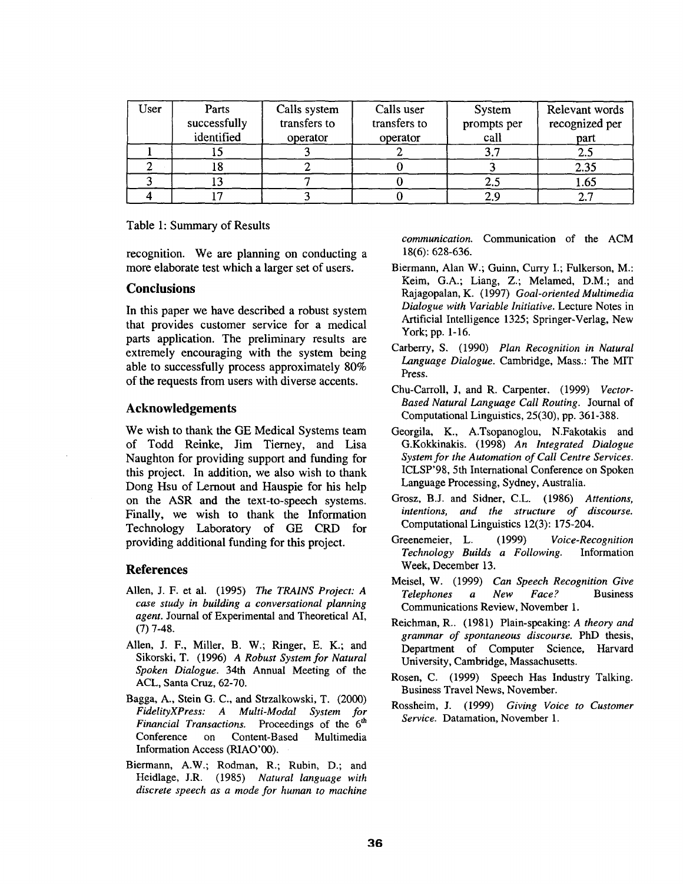| User | Parts successfully identified | Calls system transfers to operator | Calls user transfers to operator | System prompts per call | Relevant words recognized per part |
|---|---|---|---|---|---|
| 1 | 15 | 3 | 2 | 3.7 | 2.5 |
| 2 | 18 | 2 | 0 | 3 | 2.35 |
| 3 | 13 | 7 | 0 | 2.5 | 1.65 |
| 4 | 17 | 3 | 0 | 2.9 | 2.7 |

Table 1: Summary of Results

recognition. We are planning on conducting a more elaborate test which a larger set of users.

## Conclusions

In this paper we have described a robust system that provides customer service for a medical parts application. The preliminary results are extremely encouraging with the system being able to successfully process approximately 80% of the requests from users with diverse accents.

## Acknowledgements

We wish to thank the GE Medical Systems team of Todd Reinke, Jim Tierney, and Lisa Naughton for providing support and funding for this project. In addition, we also wish to thank Dong Hsu of Lernout and Hauspie for his help on the ASR and the text-to-speech systems. Finally, we wish to thank the Information Technology Laboratory of GE CRD for providing additional funding for this project.

## References

Allen, J. F. et al. (1995) *The TRAINS Project: A case study in building a conversational planning agent.* Journal of Experimental and Theoretical AI, (7) 7-48.

Allen, J. F., Miller, B. W.; Ringer, E. K.; and Sikorski, T. (1996) *A Robust System for Natural Spoken Dialogue.* 34th Annual Meeting of the ACL, Santa Cruz, 62-70.

Bagga, A., Stein G. C., and Strzalkowski, T. (2000) *FidelityXPress: A Multi-Modal System for Financial Transactions.* Proceedings of the 6th Conference on Content-Based Multimedia Information Access (RIAO'00).

Biermann, A.W.; Rodman, R.; Rubin, D.; and Heidlage, J.R. (1985) *Natural language with discrete speech as a mode for human to machine communication.* Communication of the ACM 18(6): 628-636.

Biermann, Alan W.; Guinn, Curry I.; Fulkerson, M.: Keim, G.A.; Liang, Z.; Melamed, D.M.; and Rajagopalan, K. (1997) *Goal-oriented Multimedia Dialogue with Variable Initiative.* Lecture Notes in Artificial Intelligence 1325; Springer-Verlag, New York; pp. 1-16.

Carberry, S. (1990) *Plan Recognition in Natural Language Dialogue.* Cambridge, Mass.: The MIT Press.

Chu-Carroll, J, and R. Carpenter. (1999) *Vector-Based Natural Language Call Routing.* Journal of Computational Linguistics, 25(30), pp. 361-388.

Georgila, K., A.Tsopanoglou, N.Fakotakis and G.Kokkinakis. (1998) *An Integrated Dialogue System for the Automation of Call Centre Services.* ICLSP'98, 5th International Conference on Spoken Language Processing, Sydney, Australia.

Grosz, B.J. and Sidner, C.L. (1986) *Attentions, intentions, and the structure of discourse.* Computational Linguistics 12(3): 175-204.

Greenemeier, L. (1999) *Voice-Recognition Technology Builds a Following.* Information Week, December 13.

Meisel, W. (1999) *Can Speech Recognition Give Telephones a New Face?* Business Communications Review, November 1.

Reichman, R.. (1981) Plain-speaking: *A theory and grammar of spontaneous discourse.* PhD thesis, Department of Computer Science, Harvard University, Cambridge, Massachusetts.

Rosen, C. (1999) Speech Has Industry Talking. Business Travel News, November.

Rossheim, J. (1999) *Giving Voice to Customer Service.* Datamation, November 1.